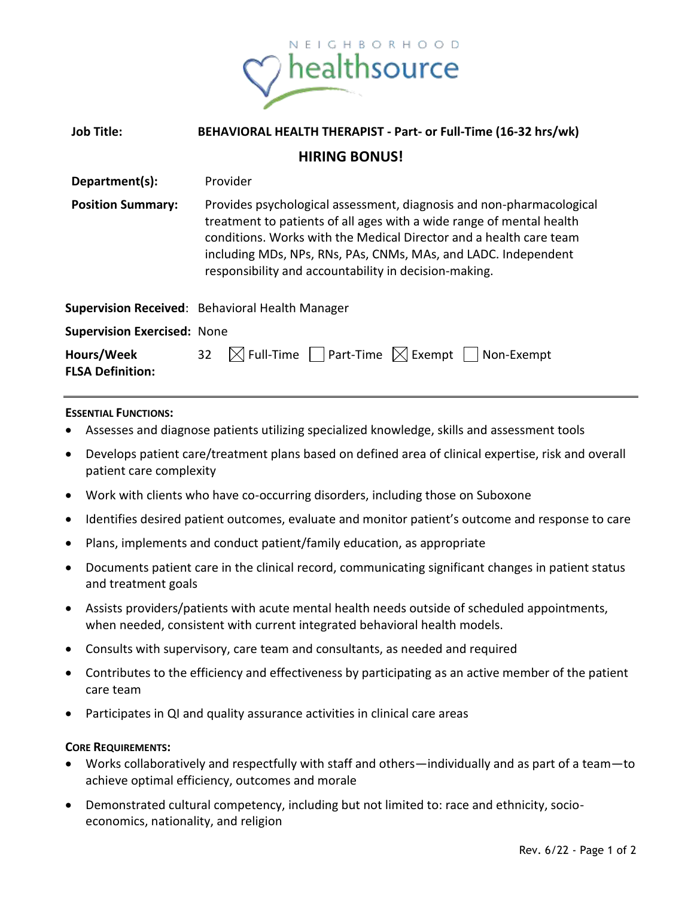NEIGHBORHOOD healthsource

| | |
|---|---|
| **Job Title:** | **BEHAVIORAL HEALTH THERAPIST - Part- or Full-Time (16-32 hrs/wk)** |

**HIRING BONUS!**

| | |
|---|---|
| **Department(s):** | Provider |
| **Position Summary:** | Provides psychological assessment, diagnosis and non-pharmacological treatment to patients of all ages with a wide range of mental health conditions. Works with the Medical Director and a health care team including MDs, NPs, RNs, PAs, CNMs, MAs, and LADC. Independent responsibility and accountability in decision-making. |
| **Supervision Received**: | Behavioral Health Manager |
| **Supervision Exercised:** | None |
| **Hours/Week FLSA Definition:** | 32 ☒ Full-Time ☐ Part-Time ☒ Exempt ☐ Non-Exempt |

---

**Essential Functions:**

- Assesses and diagnose patients utilizing specialized knowledge, skills and assessment tools
- Develops patient care/treatment plans based on defined area of clinical expertise, risk and overall patient care complexity
- Work with clients who have co-occurring disorders, including those on Suboxone
- Identifies desired patient outcomes, evaluate and monitor patient's outcome and response to care
- Plans, implements and conduct patient/family education, as appropriate
- Documents patient care in the clinical record, communicating significant changes in patient status and treatment goals
- Assists providers/patients with acute mental health needs outside of scheduled appointments, when needed, consistent with current integrated behavioral health models.
- Consults with supervisory, care team and consultants, as needed and required
- Contributes to the efficiency and effectiveness by participating as an active member of the patient care team
- Participates in QI and quality assurance activities in clinical care areas

**Core Requirements:**

- Works collaboratively and respectfully with staff and others—individually and as part of a team—to achieve optimal efficiency, outcomes and morale
- Demonstrated cultural competency, including but not limited to: race and ethnicity, socio-economics, nationality, and religion

Rev. 6/22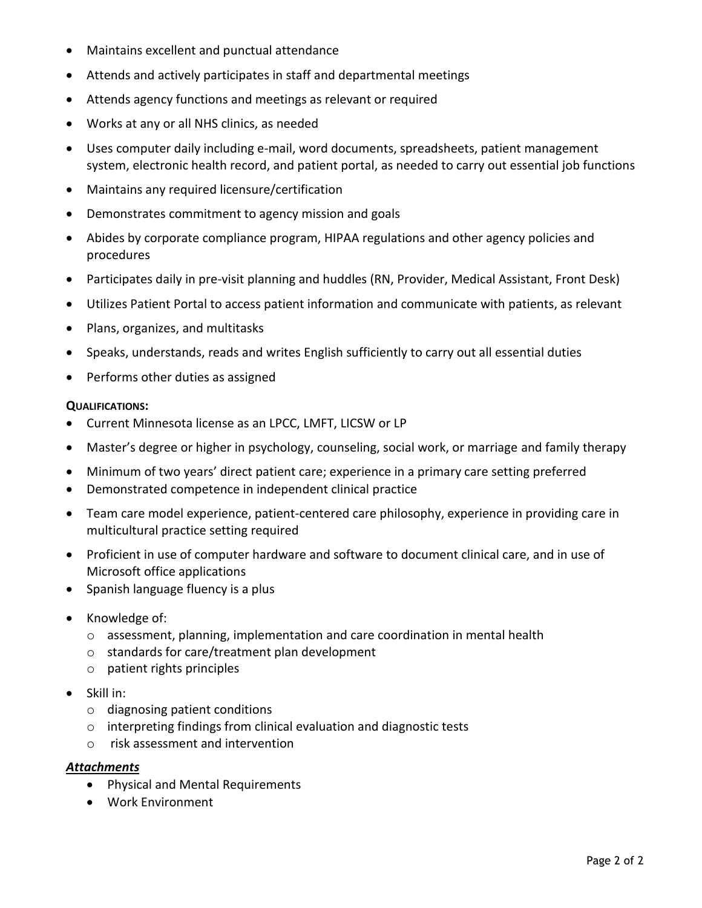- Maintains excellent and punctual attendance
- Attends and actively participates in staff and departmental meetings
- Attends agency functions and meetings as relevant or required
- Works at any or all NHS clinics, as needed
- Uses computer daily including e-mail, word documents, spreadsheets, patient management system, electronic health record, and patient portal, as needed to carry out essential job functions
- Maintains any required licensure/certification
- Demonstrates commitment to agency mission and goals
- Abides by corporate compliance program, HIPAA regulations and other agency policies and procedures
- Participates daily in pre-visit planning and huddles (RN, Provider, Medical Assistant, Front Desk)
- Utilizes Patient Portal to access patient information and communicate with patients, as relevant
- Plans, organizes, and multitasks
- Speaks, understands, reads and writes English sufficiently to carry out all essential duties
- Performs other duties as assigned

**QUALIFICATIONS:**

- Current Minnesota license as an LPCC, LMFT, LICSW or LP
- Master's degree or higher in psychology, counseling, social work, or marriage and family therapy
- Minimum of two years' direct patient care; experience in a primary care setting preferred
- Demonstrated competence in independent clinical practice
- Team care model experience, patient-centered care philosophy, experience in providing care in multicultural practice setting required
- Proficient in use of computer hardware and software to document clinical care, and in use of Microsoft office applications
- Spanish language fluency is a plus
- Knowledge of:
  - assessment, planning, implementation and care coordination in mental health
  - standards for care/treatment plan development
  - patient rights principles
- Skill in:
  - diagnosing patient conditions
  - interpreting findings from clinical evaluation and diagnostic tests
  - risk assessment and intervention

***Attachments***

- Physical and Mental Requirements
- Work Environment